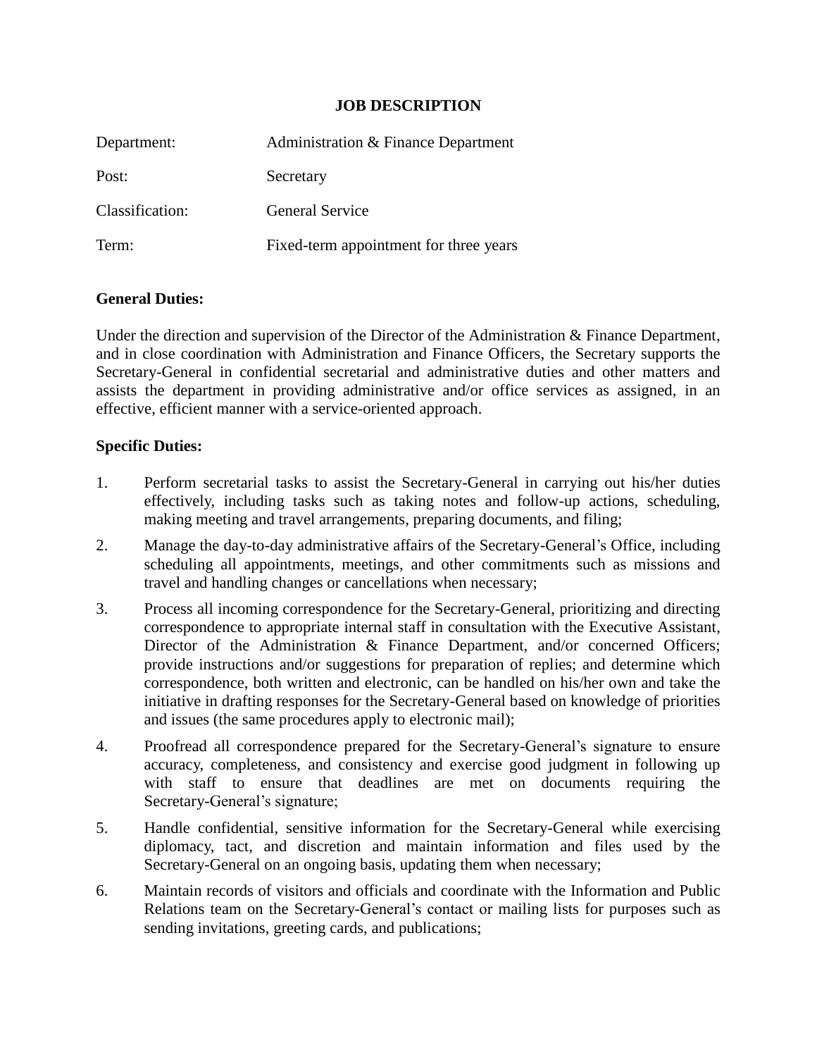# JOB DESCRIPTION

| | |
|---|---|
| Department: | Administration & Finance Department |
| Post: | Secretary |
| Classification: | General Service |
| Term: | Fixed-term appointment for three years |

**General Duties:**

Under the direction and supervision of the Director of the Administration & Finance Department, and in close coordination with Administration and Finance Officers, the Secretary supports the Secretary-General in confidential secretarial and administrative duties and other matters and assists the department in providing administrative and/or office services as assigned, in an effective, efficient manner with a service-oriented approach.

**Specific Duties:**

1. Perform secretarial tasks to assist the Secretary-General in carrying out his/her duties effectively, including tasks such as taking notes and follow-up actions, scheduling, making meeting and travel arrangements, preparing documents, and filing;
2. Manage the day-to-day administrative affairs of the Secretary-General's Office, including scheduling all appointments, meetings, and other commitments such as missions and travel and handling changes or cancellations when necessary;
3. Process all incoming correspondence for the Secretary-General, prioritizing and directing correspondence to appropriate internal staff in consultation with the Executive Assistant, Director of the Administration & Finance Department, and/or concerned Officers; provide instructions and/or suggestions for preparation of replies; and determine which correspondence, both written and electronic, can be handled on his/her own and take the initiative in drafting responses for the Secretary-General based on knowledge of priorities and issues (the same procedures apply to electronic mail);
4. Proofread all correspondence prepared for the Secretary-General's signature to ensure accuracy, completeness, and consistency and exercise good judgment in following up with staff to ensure that deadlines are met on documents requiring the Secretary-General's signature;
5. Handle confidential, sensitive information for the Secretary-General while exercising diplomacy, tact, and discretion and maintain information and files used by the Secretary-General on an ongoing basis, updating them when necessary;
6. Maintain records of visitors and officials and coordinate with the Information and Public Relations team on the Secretary-General's contact or mailing lists for purposes such as sending invitations, greeting cards, and publications;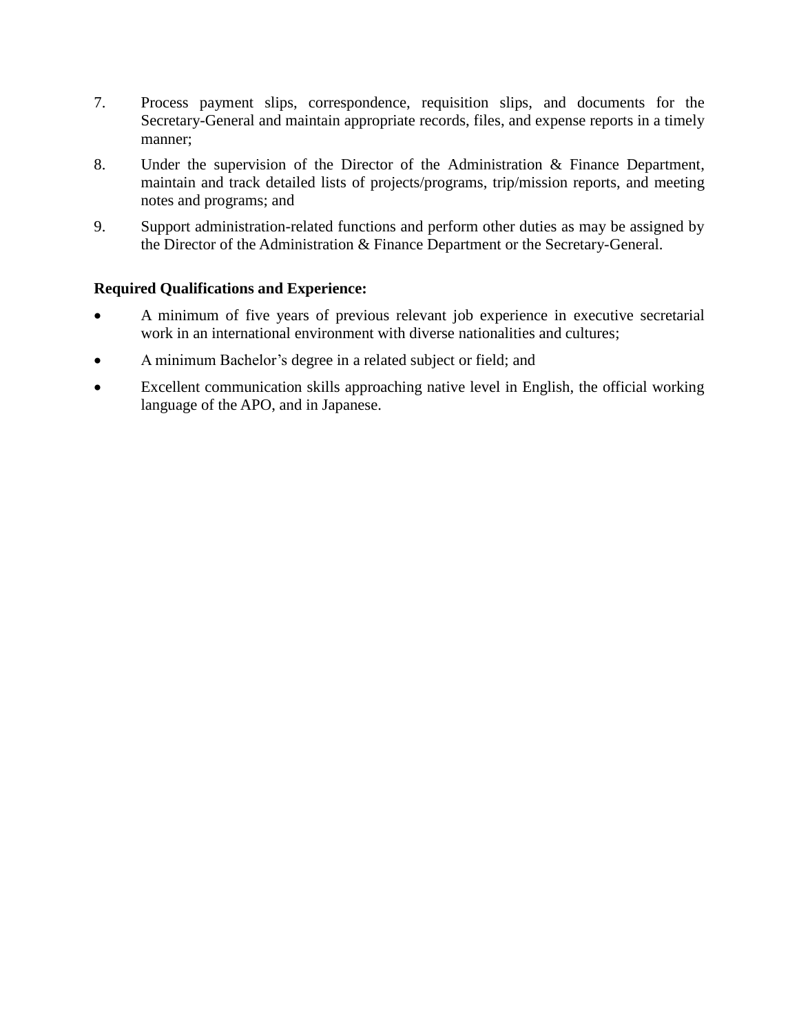7. Process payment slips, correspondence, requisition slips, and documents for the Secretary-General and maintain appropriate records, files, and expense reports in a timely manner;
8. Under the supervision of the Director of the Administration & Finance Department, maintain and track detailed lists of projects/programs, trip/mission reports, and meeting notes and programs; and
9. Support administration-related functions and perform other duties as may be assigned by the Director of the Administration & Finance Department or the Secretary-General.

**Required Qualifications and Experience:**

- A minimum of five years of previous relevant job experience in executive secretarial work in an international environment with diverse nationalities and cultures;
- A minimum Bachelor's degree in a related subject or field; and
- Excellent communication skills approaching native level in English, the official working language of the APO, and in Japanese.